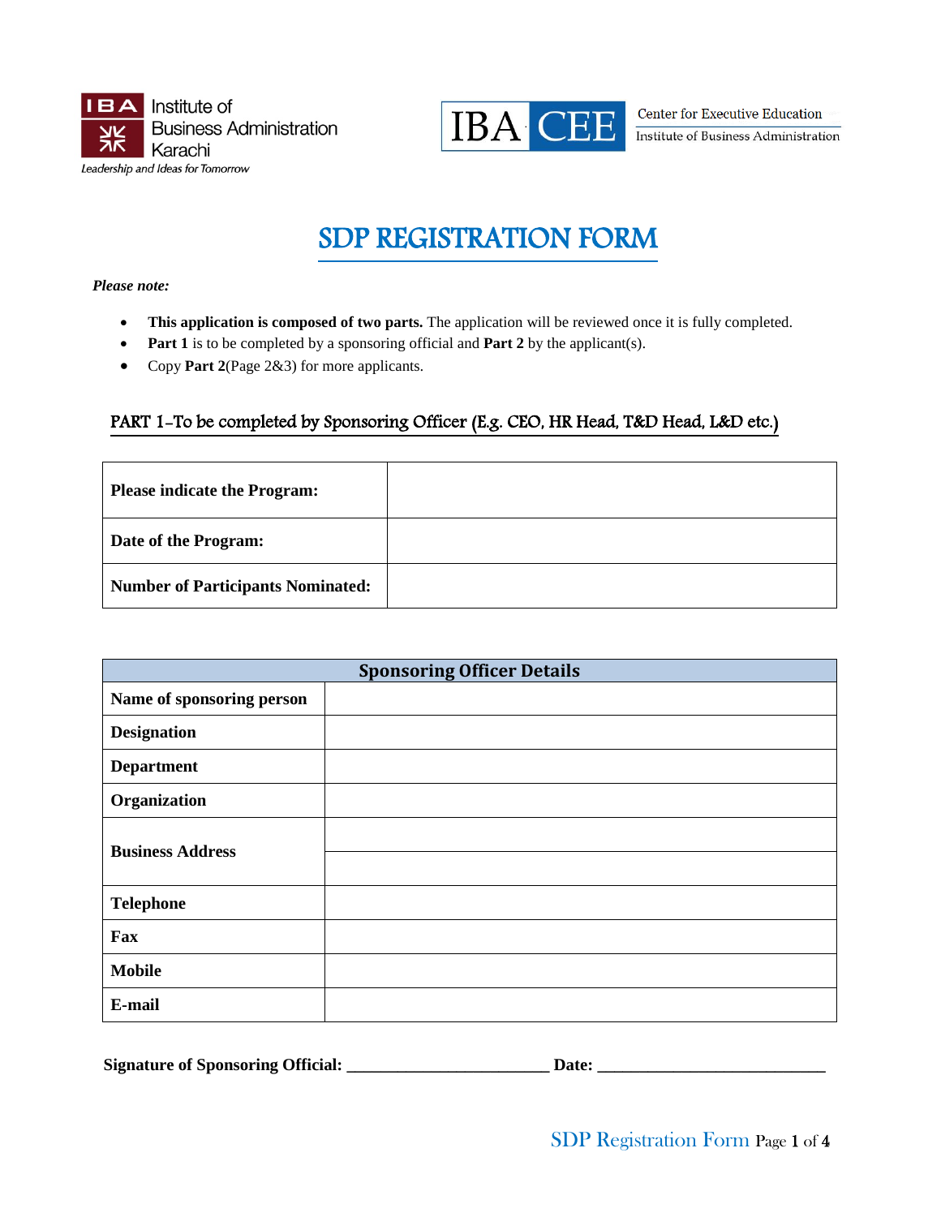IBA Institute of Business Administration Karachi
*Leadership and Ideas for Tomorrow*

IBA CEE — Center for Executive Education, Institute of Business Administration

# SDP REGISTRATION FORM

***Please note:***

- **This application is composed of two parts.** The application will be reviewed once it is fully completed.
- **Part 1** is to be completed by a sponsoring official and **Part 2** by the applicant(s).
- Copy **Part 2**(Page 2&3) for more applicants.

## PART 1-To be completed by Sponsoring Officer (E.g. CEO, HR Head, T&D Head, L&D etc.)

| | |
|---|---|
| **Please indicate the Program:** | |
| **Date of the Program:** | |
| **Number of Participants Nominated:** | |

| **Sponsoring Officer Details** | |
|---|---|
| **Name of sponsoring person** | |
| **Designation** | |
| **Department** | |
| **Organization** | |
| **Business Address** | |
| | |
| **Telephone** | |
| **Fax** | |
| **Mobile** | |
| **E-mail** | |

**Signature of Sponsoring Official: ________________________ Date: ___________________________**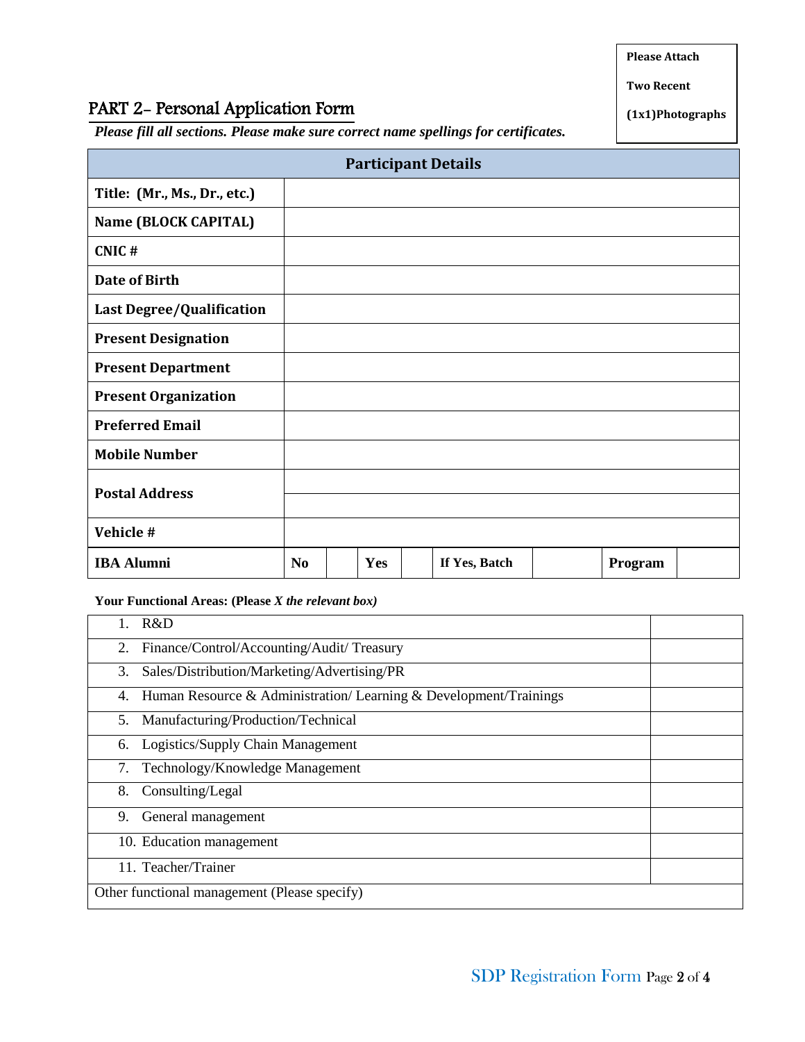Please Attach

Two Recent

(1x1)Photographs

## PART 2- Personal Application Form

***Please fill all sections. Please make sure correct name spellings for certificates.***

| Participant Details | | | | | | | |
|---|---|---|---|---|---|---|---|
| **Title: (Mr., Ms., Dr., etc.)** | | | | | | | |
| **Name (BLOCK CAPITAL)** | | | | | | | |
| **CNIC #** | | | | | | | |
| **Date of Birth** | | | | | | | |
| **Last Degree/Qualification** | | | | | | | |
| **Present Designation** | | | | | | | |
| **Present Department** | | | | | | | |
| **Present Organization** | | | | | | | |
| **Preferred Email** | | | | | | | |
| **Mobile Number** | | | | | | | |
| **Postal Address** | | | | | | | |
| **Vehicle #** | | | | | | | |
| **IBA Alumni** | **No** | | **Yes** | | **If Yes, Batch** | | **Program** |

**Your Functional Areas: (Please *X the relevant box*)**

| Functional Area | |
|---|---|
| 1. R&D | |
| 2. Finance/Control/Accounting/Audit/ Treasury | |
| 3. Sales/Distribution/Marketing/Advertising/PR | |
| 4. Human Resource & Administration/ Learning & Development/Trainings | |
| 5. Manufacturing/Production/Technical | |
| 6. Logistics/Supply Chain Management | |
| 7. Technology/Knowledge Management | |
| 8. Consulting/Legal | |
| 9. General management | |
| 10. Education management | |
| 11. Teacher/Trainer | |
| Other functional management (Please specify) | |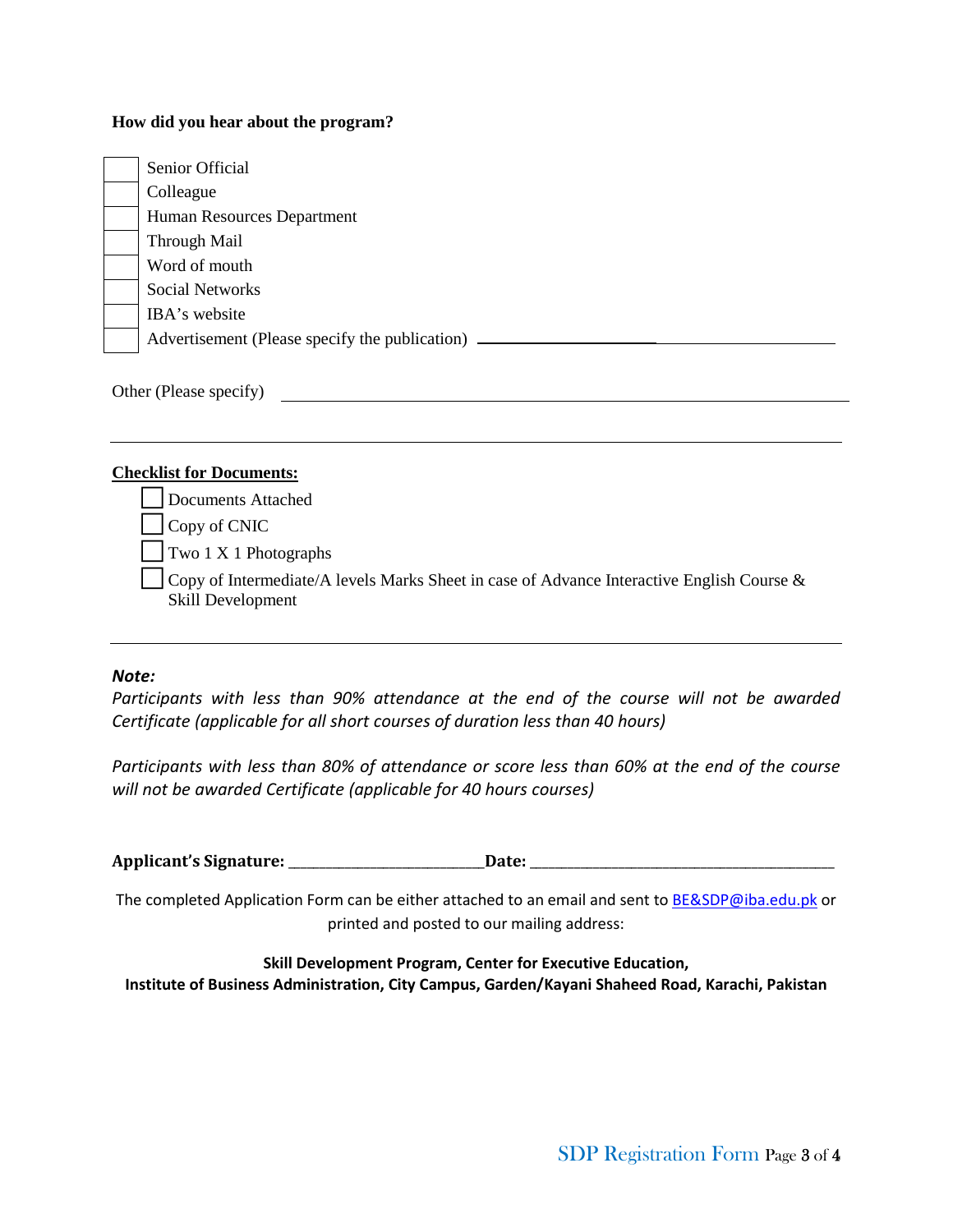**How did you hear about the program?**

- [ ] Senior Official
- [ ] Colleague
- [ ] Human Resources Department
- [ ] Through Mail
- [ ] Word of mouth
- [ ] Social Networks
- [ ] IBA's website
- [ ] Advertisement (Please specify the publication) ______________________________

Other (Please specify) ______________________________

---

**Checklist for Documents:**

- [ ] Documents Attached
- [ ] Copy of CNIC
- [ ] Two 1 X 1 Photographs
- [ ] Copy of Intermediate/A levels Marks Sheet in case of Advance Interactive English Course & Skill Development

---

***Note:***

*Participants with less than 90% attendance at the end of the course will not be awarded Certificate (applicable for all short courses of duration less than 40 hours)*

*Participants with less than 80% of attendance or score less than 60% at the end of the course will not be awarded Certificate (applicable for 40 hours courses)*

**Applicant's Signature:** ________________________ **Date:** ______________________________________

The completed Application Form can be either attached to an email and sent to BE&SDP@iba.edu.pk or printed and posted to our mailing address:

**Skill Development Program, Center for Executive Education,**
**Institute of Business Administration, City Campus, Garden/Kayani Shaheed Road, Karachi, Pakistan**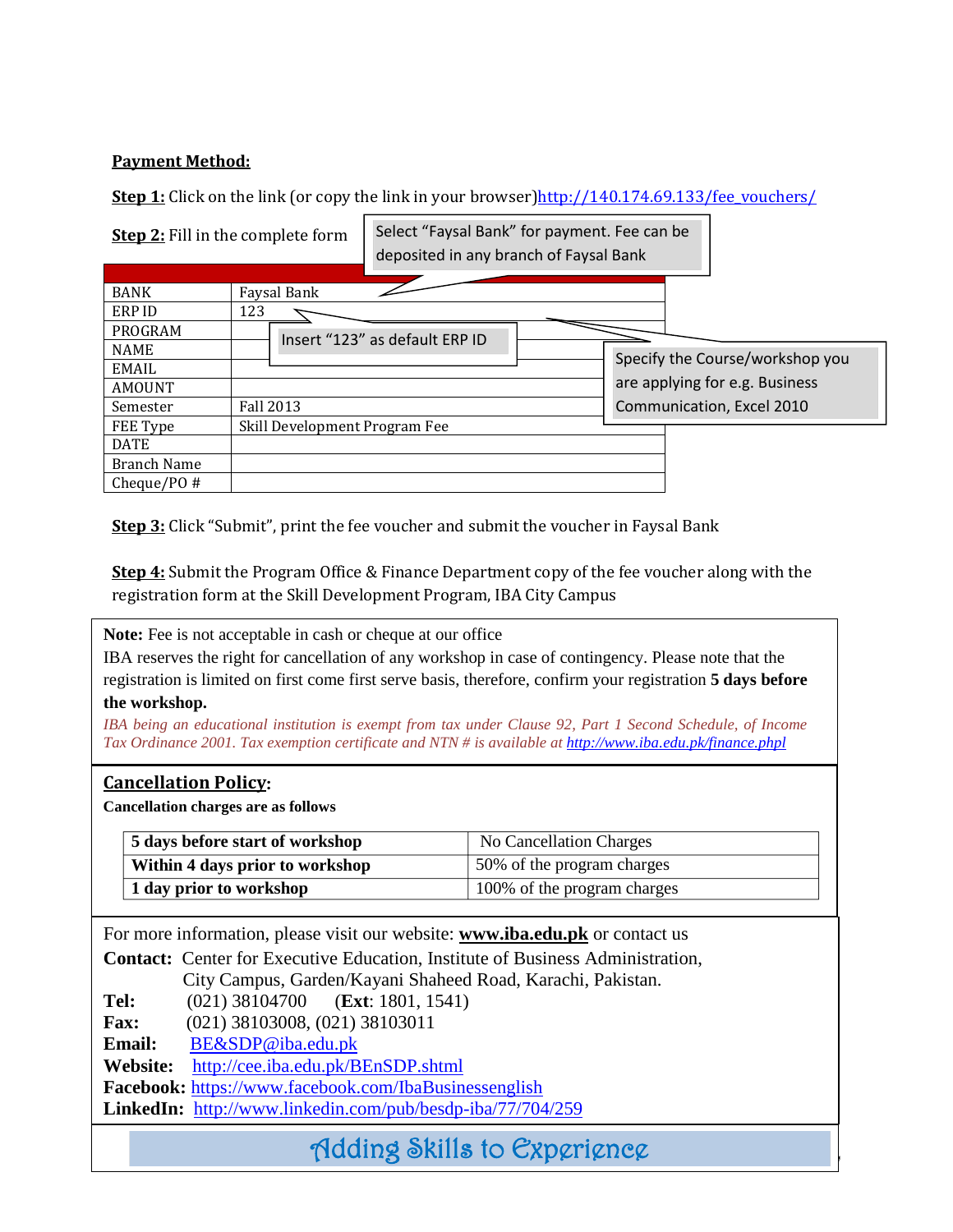**Payment Method:**

**Step 1:** Click on the link (or copy the link in your browser)http://140.174.69.133/fee_vouchers/

**Step 2:** Fill in the complete form

Select “Faysal Bank” for payment. Fee can be deposited in any branch of Faysal Bank

| | |
|---|---|
| BANK | Faysal Bank |
| ERP ID | 123 |
| PROGRAM | |
| NAME | |
| EMAIL | |
| AMOUNT | |
| Semester | Fall 2013 |
| FEE Type | Skill Development Program Fee |
| DATE | |
| Branch Name | |
| Cheque/PO # | |

Insert “123” as default ERP ID

Specify the Course/workshop you are applying for e.g. Business Communication, Excel 2010

**Step 3:** Click “Submit”, print the fee voucher and submit the voucher in Faysal Bank

**Step 4:** Submit the Program Office & Finance Department copy of the fee voucher along with the registration form at the Skill Development Program, IBA City Campus

**Note:** Fee is not acceptable in cash or cheque at our office
IBA reserves the right for cancellation of any workshop in case of contingency. Please note that the registration is limited on first come first serve basis, therefore, confirm your registration **5 days before the workshop.**

*IBA being an educational institution is exempt from tax under Clause 92, Part 1 Second Schedule, of Income Tax Ordinance 2001. Tax exemption certificate and NTN # is available at http://www.iba.edu.pk/finance.phpl*

## Cancellation Policy:

**Cancellation charges are as follows**

| | |
|---|---|
| **5 days before start of workshop** | No Cancellation Charges |
| **Within 4 days prior to workshop** | 50% of the program charges |
| **1 day prior to workshop** | 100% of the program charges |

For more information, please visit our website: **www.iba.edu.pk** or contact us

**Contact:** Center for Executive Education, Institute of Business Administration, City Campus, Garden/Kayani Shaheed Road, Karachi, Pakistan.
**Tel:** (021) 38104700 (**Ext**: 1801, 1541)
**Fax:** (021) 38103008, (021) 38103011
**Email:** BE&SDP@iba.edu.pk
**Website:** http://cee.iba.edu.pk/BEnSDP.shtml
**Facebook:** https://www.facebook.com/IbaBusinessenglish
**LinkedIn:** http://www.linkedin.com/pub/besdp-iba/77/704/259

Adding Skills to Experience